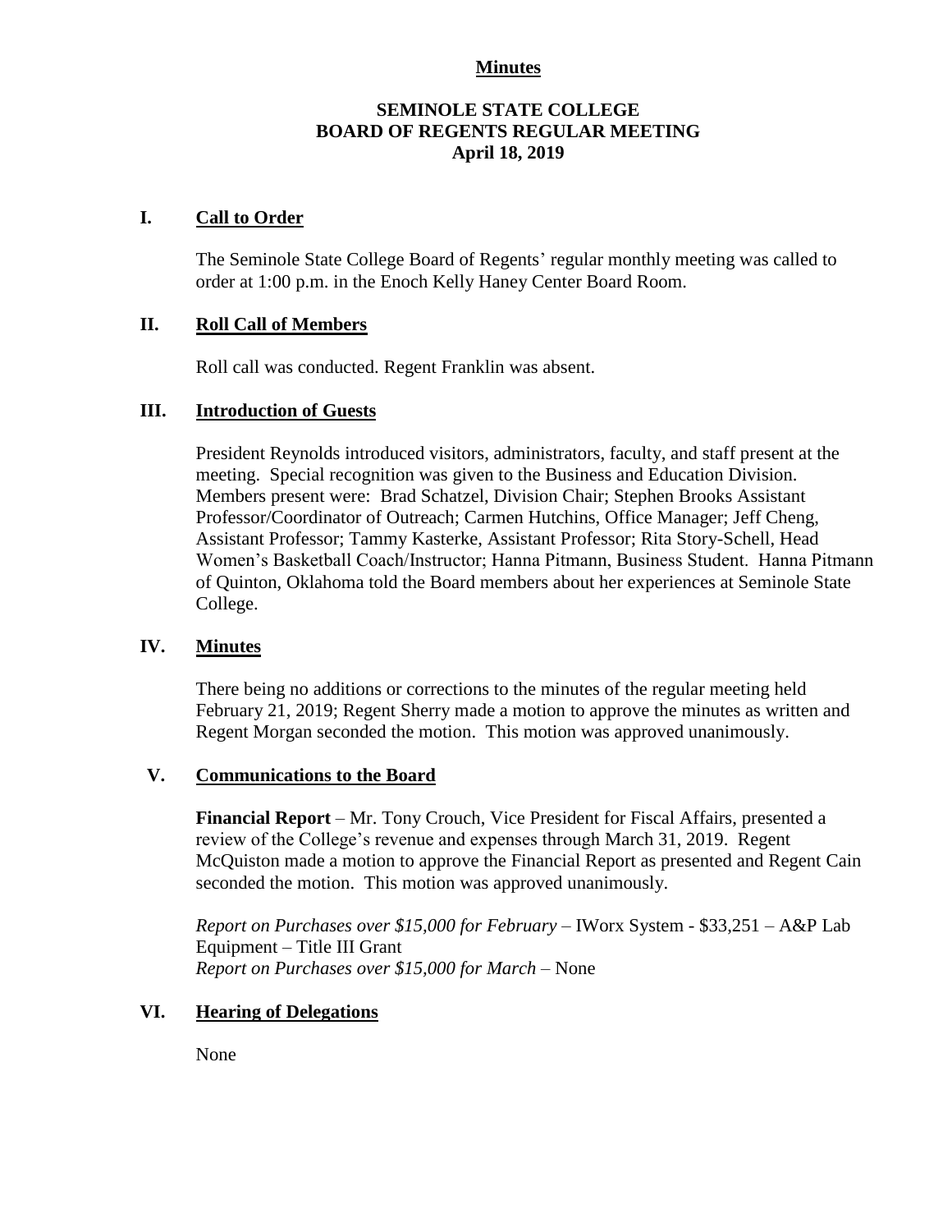# Minutes

## SEMINOLE STATE COLLEGE
## BOARD OF REGENTS REGULAR MEETING
## April 18, 2019

### I. Call to Order

The Seminole State College Board of Regents' regular monthly meeting was called to order at 1:00 p.m. in the Enoch Kelly Haney Center Board Room.

### II. Roll Call of Members

Roll call was conducted. Regent Franklin was absent.

### III. Introduction of Guests

President Reynolds introduced visitors, administrators, faculty, and staff present at the meeting. Special recognition was given to the Business and Education Division. Members present were: Brad Schatzel, Division Chair; Stephen Brooks Assistant Professor/Coordinator of Outreach; Carmen Hutchins, Office Manager; Jeff Cheng, Assistant Professor; Tammy Kasterke, Assistant Professor; Rita Story-Schell, Head Women's Basketball Coach/Instructor; Hanna Pitmann, Business Student. Hanna Pitmann of Quinton, Oklahoma told the Board members about her experiences at Seminole State College.

### IV. Minutes

There being no additions or corrections to the minutes of the regular meeting held February 21, 2019; Regent Sherry made a motion to approve the minutes as written and Regent Morgan seconded the motion. This motion was approved unanimously.

### V. Communications to the Board

**Financial Report** – Mr. Tony Crouch, Vice President for Fiscal Affairs, presented a review of the College's revenue and expenses through March 31, 2019. Regent McQuiston made a motion to approve the Financial Report as presented and Regent Cain seconded the motion. This motion was approved unanimously.

*Report on Purchases over $15,000 for February* – IWorx System - $33,251 – A&P Lab Equipment – Title III Grant
*Report on Purchases over $15,000 for March* – None

### VI. Hearing of Delegations

None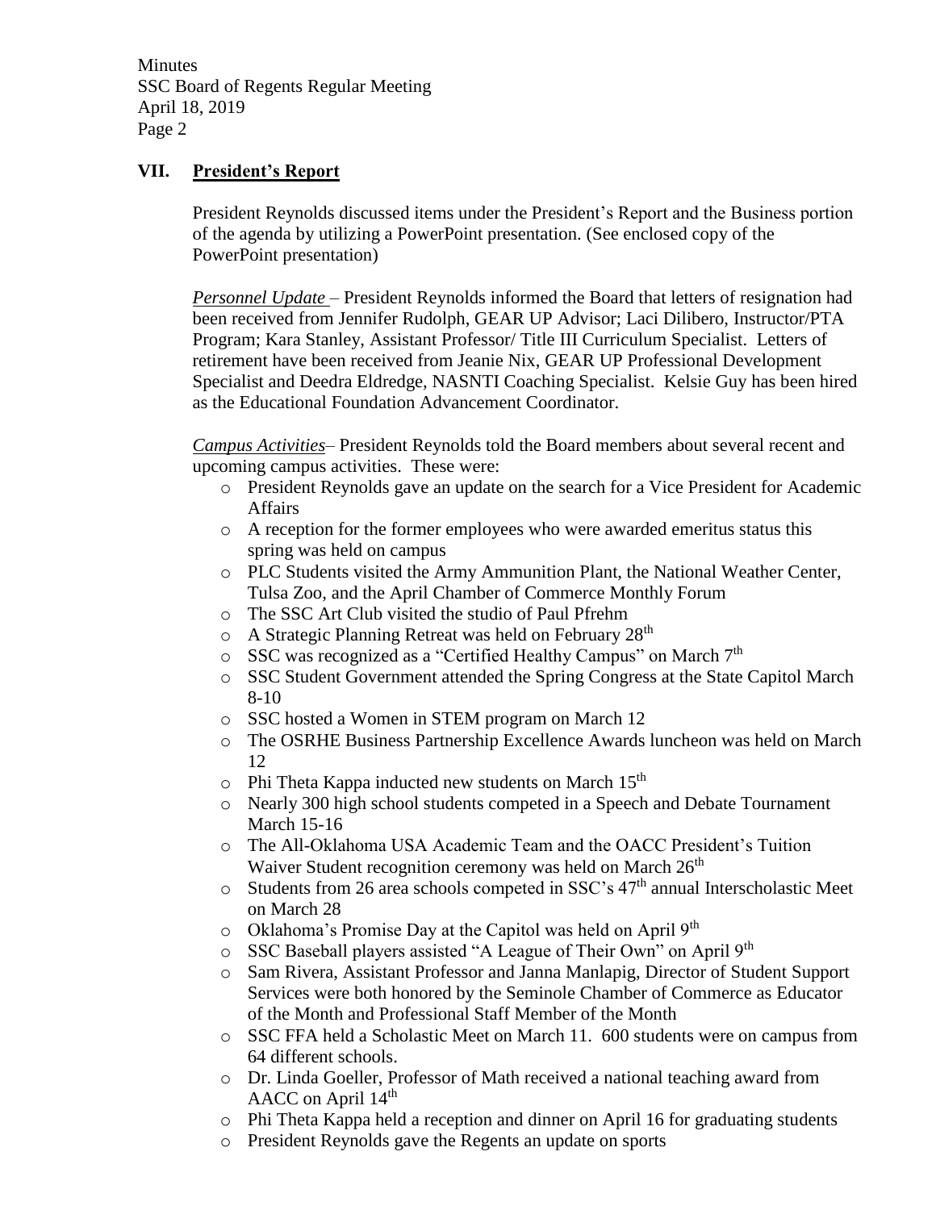## VII. President's Report

President Reynolds discussed items under the President's Report and the Business portion of the agenda by utilizing a PowerPoint presentation. (See enclosed copy of the PowerPoint presentation)

*Personnel Update* – President Reynolds informed the Board that letters of resignation had been received from Jennifer Rudolph, GEAR UP Advisor; Laci Dilibero, Instructor/PTA Program; Kara Stanley, Assistant Professor/ Title III Curriculum Specialist. Letters of retirement have been received from Jeanie Nix, GEAR UP Professional Development Specialist and Deedra Eldredge, NASNTI Coaching Specialist. Kelsie Guy has been hired as the Educational Foundation Advancement Coordinator.

*Campus Activities*– President Reynolds told the Board members about several recent and upcoming campus activities. These were:

- President Reynolds gave an update on the search for a Vice President for Academic Affairs
- A reception for the former employees who were awarded emeritus status this spring was held on campus
- PLC Students visited the Army Ammunition Plant, the National Weather Center, Tulsa Zoo, and the April Chamber of Commerce Monthly Forum
- The SSC Art Club visited the studio of Paul Pfrehm
- A Strategic Planning Retreat was held on February 28th
- SSC was recognized as a "Certified Healthy Campus" on March 7th
- SSC Student Government attended the Spring Congress at the State Capitol March 8-10
- SSC hosted a Women in STEM program on March 12
- The OSRHE Business Partnership Excellence Awards luncheon was held on March 12
- Phi Theta Kappa inducted new students on March 15th
- Nearly 300 high school students competed in a Speech and Debate Tournament March 15-16
- The All-Oklahoma USA Academic Team and the OACC President's Tuition Waiver Student recognition ceremony was held on March 26th
- Students from 26 area schools competed in SSC's 47th annual Interscholastic Meet on March 28
- Oklahoma's Promise Day at the Capitol was held on April 9th
- SSC Baseball players assisted "A League of Their Own" on April 9th
- Sam Rivera, Assistant Professor and Janna Manlapig, Director of Student Support Services were both honored by the Seminole Chamber of Commerce as Educator of the Month and Professional Staff Member of the Month
- SSC FFA held a Scholastic Meet on March 11. 600 students were on campus from 64 different schools.
- Dr. Linda Goeller, Professor of Math received a national teaching award from AACC on April 14th
- Phi Theta Kappa held a reception and dinner on April 16 for graduating students
- President Reynolds gave the Regents an update on sports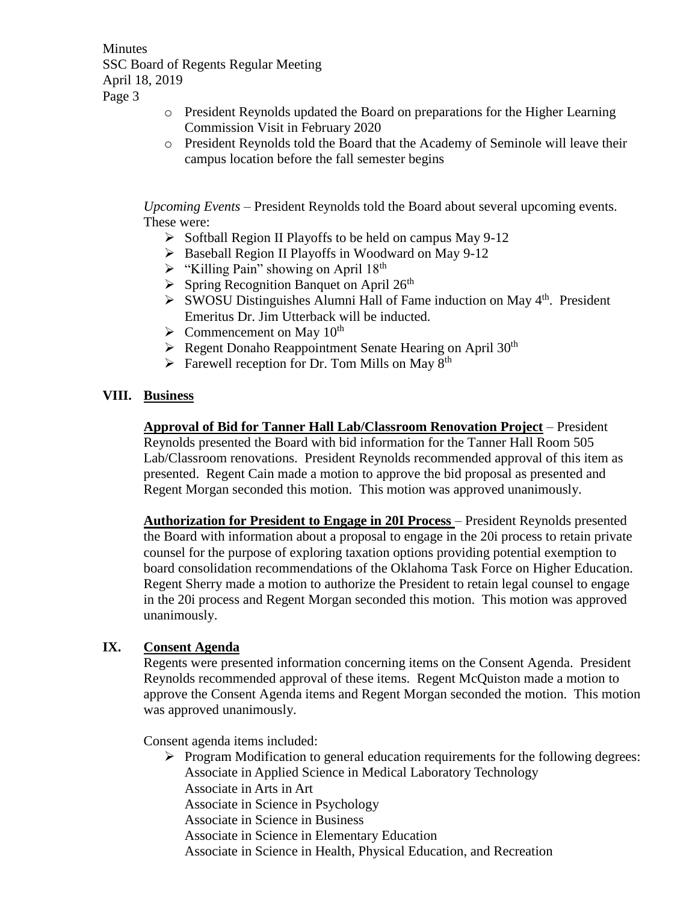- President Reynolds updated the Board on preparations for the Higher Learning Commission Visit in February 2020
- President Reynolds told the Board that the Academy of Seminole will leave their campus location before the fall semester begins

*Upcoming Events* – President Reynolds told the Board about several upcoming events. These were:

- Softball Region II Playoffs to be held on campus May 9-12
- Baseball Region II Playoffs in Woodward on May 9-12
- "Killing Pain" showing on April 18th
- Spring Recognition Banquet on April 26th
- SWOSU Distinguishes Alumni Hall of Fame induction on May 4th. President Emeritus Dr. Jim Utterback will be inducted.
- Commencement on May 10th
- Regent Donaho Reappointment Senate Hearing on April 30th
- Farewell reception for Dr. Tom Mills on May 8th

## VIII. Business

**Approval of Bid for Tanner Hall Lab/Classroom Renovation Project** – President Reynolds presented the Board with bid information for the Tanner Hall Room 505 Lab/Classroom renovations. President Reynolds recommended approval of this item as presented. Regent Cain made a motion to approve the bid proposal as presented and Regent Morgan seconded this motion. This motion was approved unanimously.

**Authorization for President to Engage in 20I Process** – President Reynolds presented the Board with information about a proposal to engage in the 20i process to retain private counsel for the purpose of exploring taxation options providing potential exemption to board consolidation recommendations of the Oklahoma Task Force on Higher Education. Regent Sherry made a motion to authorize the President to retain legal counsel to engage in the 20i process and Regent Morgan seconded this motion. This motion was approved unanimously.

## IX. Consent Agenda

Regents were presented information concerning items on the Consent Agenda. President Reynolds recommended approval of these items. Regent McQuiston made a motion to approve the Consent Agenda items and Regent Morgan seconded the motion. This motion was approved unanimously.

Consent agenda items included:

- Program Modification to general education requirements for the following degrees:
  Associate in Applied Science in Medical Laboratory Technology
  Associate in Arts in Art
  Associate in Science in Psychology
  Associate in Science in Business
  Associate in Science in Elementary Education
  Associate in Science in Health, Physical Education, and Recreation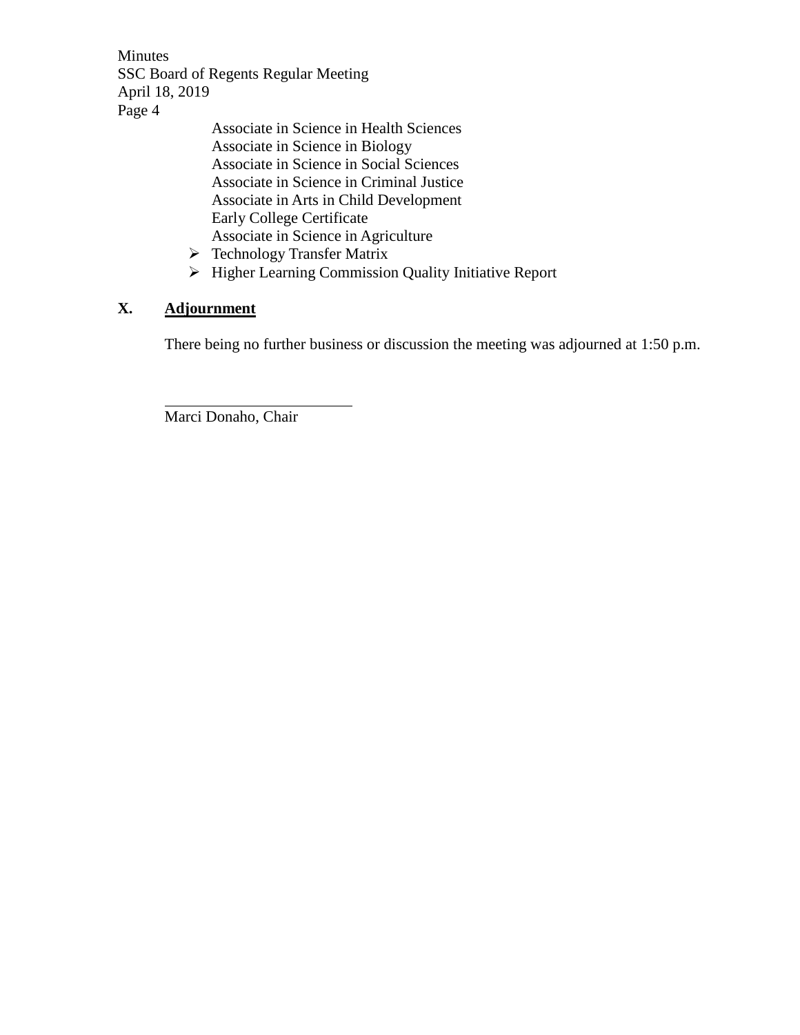Associate in Science in Health Sciences
Associate in Science in Biology
Associate in Science in Social Sciences
Associate in Science in Criminal Justice
Associate in Arts in Child Development
Early College Certificate
Associate in Science in Agriculture

- Technology Transfer Matrix
- Higher Learning Commission Quality Initiative Report

## X. Adjournment

There being no further business or discussion the meeting was adjourned at 1:50 p.m.

\_\_\_\_\_\_\_\_\_\_\_\_\_\_\_\_\_\_\_\_\_\_\_\_

Marci Donaho, Chair